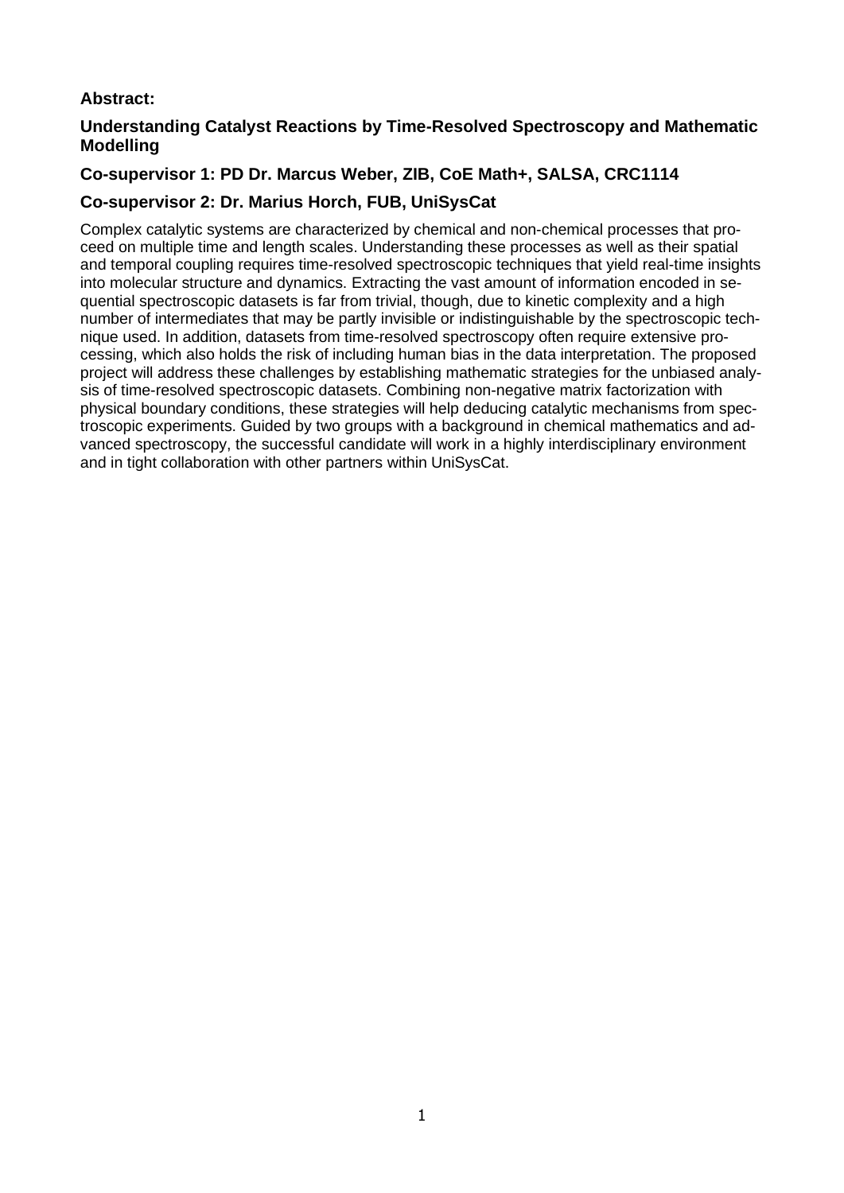**Abstract:**

**Understanding Catalyst Reactions by Time-Resolved Spectroscopy and Mathematic Modelling**

**Co-supervisor 1: PD Dr. Marcus Weber, ZIB, CoE Math+, SALSA, CRC1114**

**Co-supervisor 2: Dr. Marius Horch, FUB, UniSysCat**

Complex catalytic systems are characterized by chemical and non-chemical processes that proceed on multiple time and length scales. Understanding these processes as well as their spatial and temporal coupling requires time-resolved spectroscopic techniques that yield real-time insights into molecular structure and dynamics. Extracting the vast amount of information encoded in sequential spectroscopic datasets is far from trivial, though, due to kinetic complexity and a high number of intermediates that may be partly invisible or indistinguishable by the spectroscopic technique used. In addition, datasets from time-resolved spectroscopy often require extensive processing, which also holds the risk of including human bias in the data interpretation. The proposed project will address these challenges by establishing mathematic strategies for the unbiased analysis of time-resolved spectroscopic datasets. Combining non-negative matrix factorization with physical boundary conditions, these strategies will help deducing catalytic mechanisms from spectroscopic experiments. Guided by two groups with a background in chemical mathematics and advanced spectroscopy, the successful candidate will work in a highly interdisciplinary environment and in tight collaboration with other partners within UniSysCat.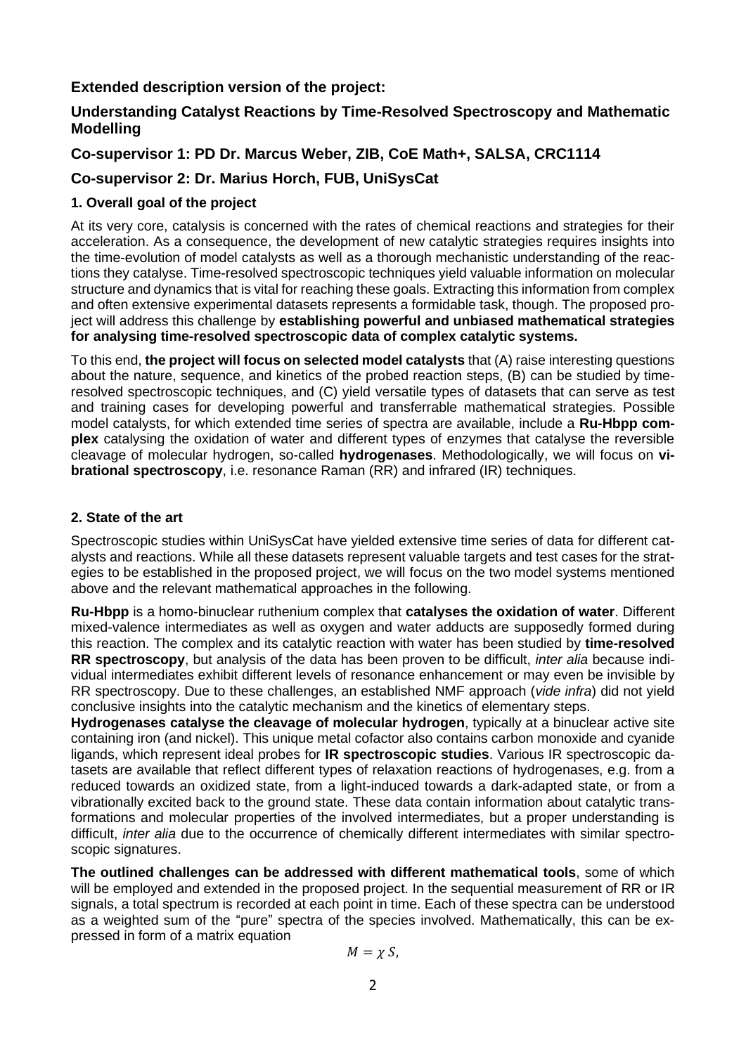## Extended description version of the project:

## Understanding Catalyst Reactions by Time-Resolved Spectroscopy and Mathematic Modelling

## Co-supervisor 1: PD Dr. Marcus Weber, ZIB, CoE Math+, SALSA, CRC1114

## Co-supervisor 2: Dr. Marius Horch, FUB, UniSysCat

### 1. Overall goal of the project

At its very core, catalysis is concerned with the rates of chemical reactions and strategies for their acceleration. As a consequence, the development of new catalytic strategies requires insights into the time-evolution of model catalysts as well as a thorough mechanistic understanding of the reactions they catalyse. Time-resolved spectroscopic techniques yield valuable information on molecular structure and dynamics that is vital for reaching these goals. Extracting this information from complex and often extensive experimental datasets represents a formidable task, though. The proposed project will address this challenge by **establishing powerful and unbiased mathematical strategies for analysing time-resolved spectroscopic data of complex catalytic systems.**

To this end, **the project will focus on selected model catalysts** that (A) raise interesting questions about the nature, sequence, and kinetics of the probed reaction steps, (B) can be studied by time-resolved spectroscopic techniques, and (C) yield versatile types of datasets that can serve as test and training cases for developing powerful and transferrable mathematical strategies. Possible model catalysts, for which extended time series of spectra are available, include a **Ru-Hbpp complex** catalysing the oxidation of water and different types of enzymes that catalyse the reversible cleavage of molecular hydrogen, so-called **hydrogenases**. Methodologically, we will focus on **vibrational spectroscopy**, i.e. resonance Raman (RR) and infrared (IR) techniques.

### 2. State of the art

Spectroscopic studies within UniSysCat have yielded extensive time series of data for different catalysts and reactions. While all these datasets represent valuable targets and test cases for the strategies to be established in the proposed project, we will focus on the two model systems mentioned above and the relevant mathematical approaches in the following.

**Ru-Hbpp** is a homo-binuclear ruthenium complex that **catalyses the oxidation of water**. Different mixed-valence intermediates as well as oxygen and water adducts are supposedly formed during this reaction. The complex and its catalytic reaction with water has been studied by **time-resolved RR spectroscopy**, but analysis of the data has been proven to be difficult, *inter alia* because individual intermediates exhibit different levels of resonance enhancement or may even be invisible by RR spectroscopy. Due to these challenges, an established NMF approach (*vide infra*) did not yield conclusive insights into the catalytic mechanism and the kinetics of elementary steps.

**Hydrogenases catalyse the cleavage of molecular hydrogen**, typically at a binuclear active site containing iron (and nickel). This unique metal cofactor also contains carbon monoxide and cyanide ligands, which represent ideal probes for **IR spectroscopic studies**. Various IR spectroscopic datasets are available that reflect different types of relaxation reactions of hydrogenases, e.g. from a reduced towards an oxidized state, from a light-induced towards a dark-adapted state, or from a vibrationally excited back to the ground state. These data contain information about catalytic transformations and molecular properties of the involved intermediates, but a proper understanding is difficult, *inter alia* due to the occurrence of chemically different intermediates with similar spectroscopic signatures.

**The outlined challenges can be addressed with different mathematical tools**, some of which will be employed and extended in the proposed project. In the sequential measurement of RR or IR signals, a total spectrum is recorded at each point in time. Each of these spectra can be understood as a weighted sum of the "pure" spectra of the species involved. Mathematically, this can be expressed in form of a matrix equation

$$M = \chi\, S,$$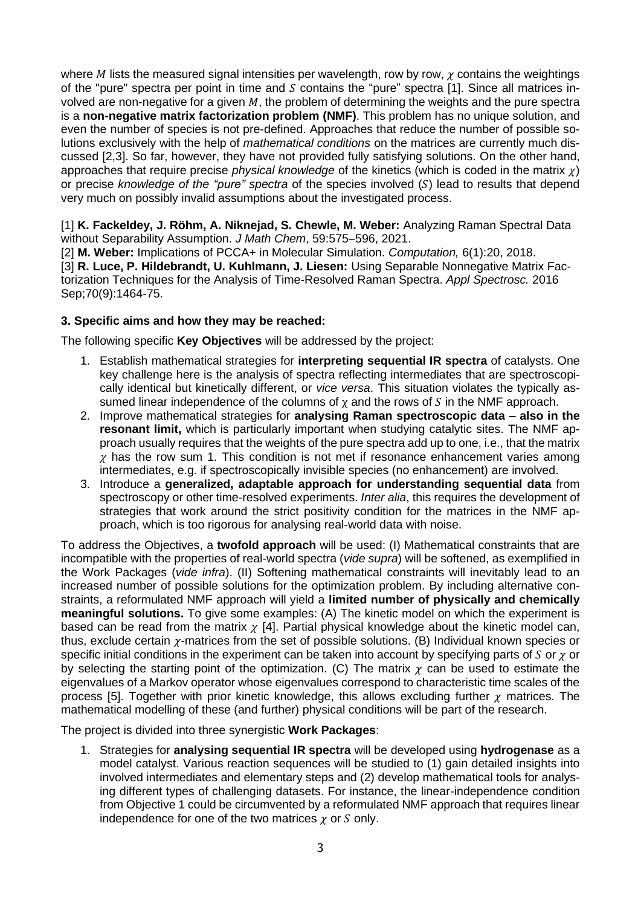where $M$ lists the measured signal intensities per wavelength, row by row, $\chi$ contains the weightings of the "pure" spectra per point in time and $S$ contains the "pure" spectra [1]. Since all matrices involved are non-negative for a given $M$, the problem of determining the weights and the pure spectra is a **non-negative matrix factorization problem (NMF)**. This problem has no unique solution, and even the number of species is not pre-defined. Approaches that reduce the number of possible solutions exclusively with the help of *mathematical conditions* on the matrices are currently much discussed [2,3]. So far, however, they have not provided fully satisfying solutions. On the other hand, approaches that require precise *physical knowledge* of the kinetics (which is coded in the matrix $\chi$) or precise *knowledge of the "pure" spectra* of the species involved ($S$) lead to results that depend very much on possibly invalid assumptions about the investigated process.

[1] **K. Fackeldey, J. Röhm, A. Niknejad, S. Chewle, M. Weber:** Analyzing Raman Spectral Data without Separability Assumption. *J Math Chem*, 59:575–596, 2021.
[2] **M. Weber:** Implications of PCCA+ in Molecular Simulation. *Computation,* 6(1):20, 2018.
[3] **R. Luce, P. Hildebrandt, U. Kuhlmann, J. Liesen:** Using Separable Nonnegative Matrix Factorization Techniques for the Analysis of Time-Resolved Raman Spectra. *Appl Spectrosc.* 2016 Sep;70(9):1464-75.

### 3. Specific aims and how they may be reached:

The following specific **Key Objectives** will be addressed by the project:

1. Establish mathematical strategies for **interpreting sequential IR spectra** of catalysts. One key challenge here is the analysis of spectra reflecting intermediates that are spectroscopically identical but kinetically different, or *vice versa*. This situation violates the typically assumed linear independence of the columns of $\chi$ and the rows of $S$ in the NMF approach.
2. Improve mathematical strategies for **analysing Raman spectroscopic data – also in the resonant limit,** which is particularly important when studying catalytic sites. The NMF approach usually requires that the weights of the pure spectra add up to one, i.e., that the matrix $\chi$ has the row sum 1. This condition is not met if resonance enhancement varies among intermediates, e.g. if spectroscopically invisible species (no enhancement) are involved.
3. Introduce a **generalized, adaptable approach for understanding sequential data** from spectroscopy or other time-resolved experiments. *Inter alia*, this requires the development of strategies that work around the strict positivity condition for the matrices in the NMF approach, which is too rigorous for analysing real-world data with noise.

To address the Objectives, a **twofold approach** will be used: (I) Mathematical constraints that are incompatible with the properties of real-world spectra (*vide supra*) will be softened, as exemplified in the Work Packages (*vide infra*). (II) Softening mathematical constraints will inevitably lead to an increased number of possible solutions for the optimization problem. By including alternative constraints, a reformulated NMF approach will yield a **limited number of physically and chemically meaningful solutions.** To give some examples: (A) The kinetic model on which the experiment is based can be read from the matrix $\chi$ [4]. Partial physical knowledge about the kinetic model can, thus, exclude certain $\chi$-matrices from the set of possible solutions. (B) Individual known species or specific initial conditions in the experiment can be taken into account by specifying parts of $S$ or $\chi$ or by selecting the starting point of the optimization. (C) The matrix $\chi$ can be used to estimate the eigenvalues of a Markov operator whose eigenvalues correspond to characteristic time scales of the process [5]. Together with prior kinetic knowledge, this allows excluding further $\chi$ matrices. The mathematical modelling of these (and further) physical conditions will be part of the research.

The project is divided into three synergistic **Work Packages**:

1. Strategies for **analysing sequential IR spectra** will be developed using **hydrogenase** as a model catalyst. Various reaction sequences will be studied to (1) gain detailed insights into involved intermediates and elementary steps and (2) develop mathematical tools for analysing different types of challenging datasets. For instance, the linear-independence condition from Objective 1 could be circumvented by a reformulated NMF approach that requires linear independence for one of the two matrices $\chi$ or $S$ only.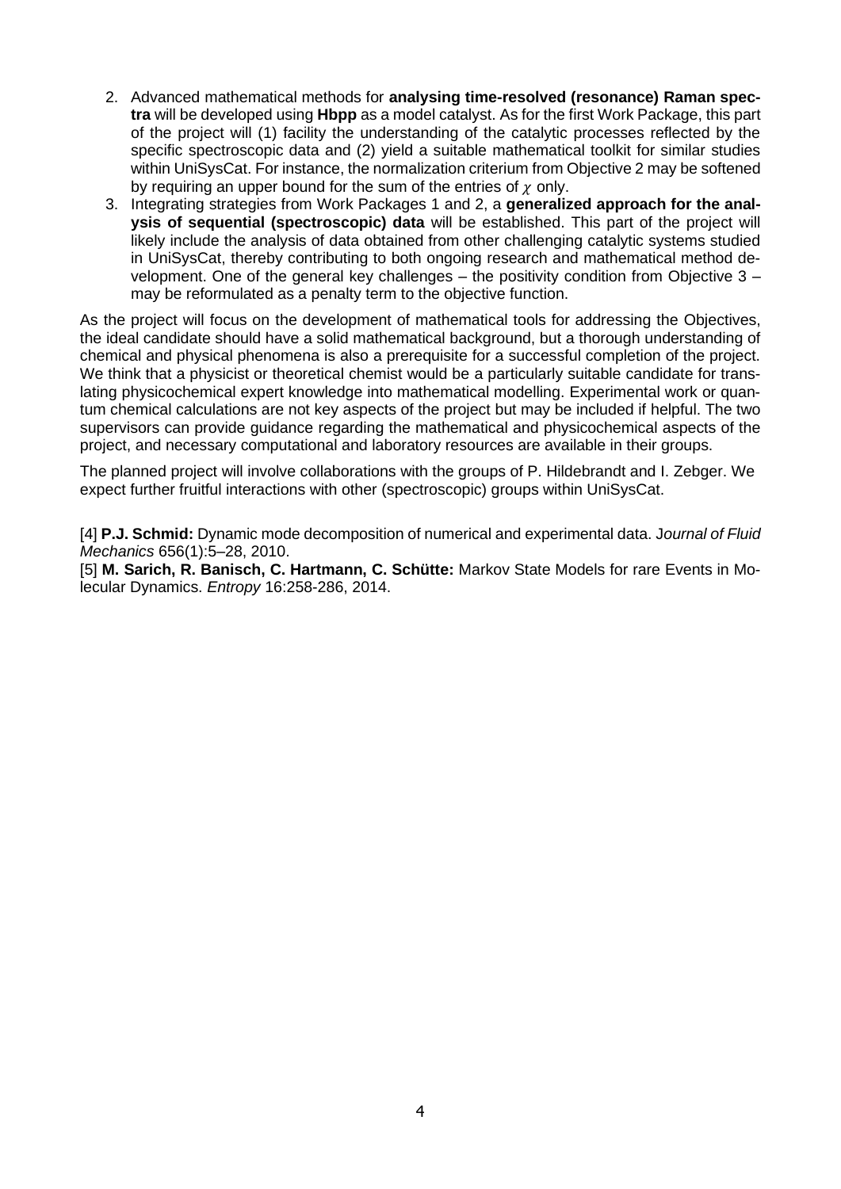2. Advanced mathematical methods for **analysing time-resolved (resonance) Raman spectra** will be developed using **Hbpp** as a model catalyst. As for the first Work Package, this part of the project will (1) facility the understanding of the catalytic processes reflected by the specific spectroscopic data and (2) yield a suitable mathematical toolkit for similar studies within UniSysCat. For instance, the normalization criterium from Objective 2 may be softened by requiring an upper bound for the sum of the entries of $\chi$ only.
3. Integrating strategies from Work Packages 1 and 2, a **generalized approach for the analysis of sequential (spectroscopic) data** will be established. This part of the project will likely include the analysis of data obtained from other challenging catalytic systems studied in UniSysCat, thereby contributing to both ongoing research and mathematical method development. One of the general key challenges – the positivity condition from Objective 3 – may be reformulated as a penalty term to the objective function.

As the project will focus on the development of mathematical tools for addressing the Objectives, the ideal candidate should have a solid mathematical background, but a thorough understanding of chemical and physical phenomena is also a prerequisite for a successful completion of the project. We think that a physicist or theoretical chemist would be a particularly suitable candidate for translating physicochemical expert knowledge into mathematical modelling. Experimental work or quantum chemical calculations are not key aspects of the project but may be included if helpful. The two supervisors can provide guidance regarding the mathematical and physicochemical aspects of the project, and necessary computational and laboratory resources are available in their groups.

The planned project will involve collaborations with the groups of P. Hildebrandt and I. Zebger. We expect further fruitful interactions with other (spectroscopic) groups within UniSysCat.

[4] **P.J. Schmid:** Dynamic mode decomposition of numerical and experimental data. *Journal of Fluid Mechanics* 656(1):5–28, 2010.
[5] **M. Sarich, R. Banisch, C. Hartmann, C. Schütte:** Markov State Models for rare Events in Molecular Dynamics. *Entropy* 16:258-286, 2014.